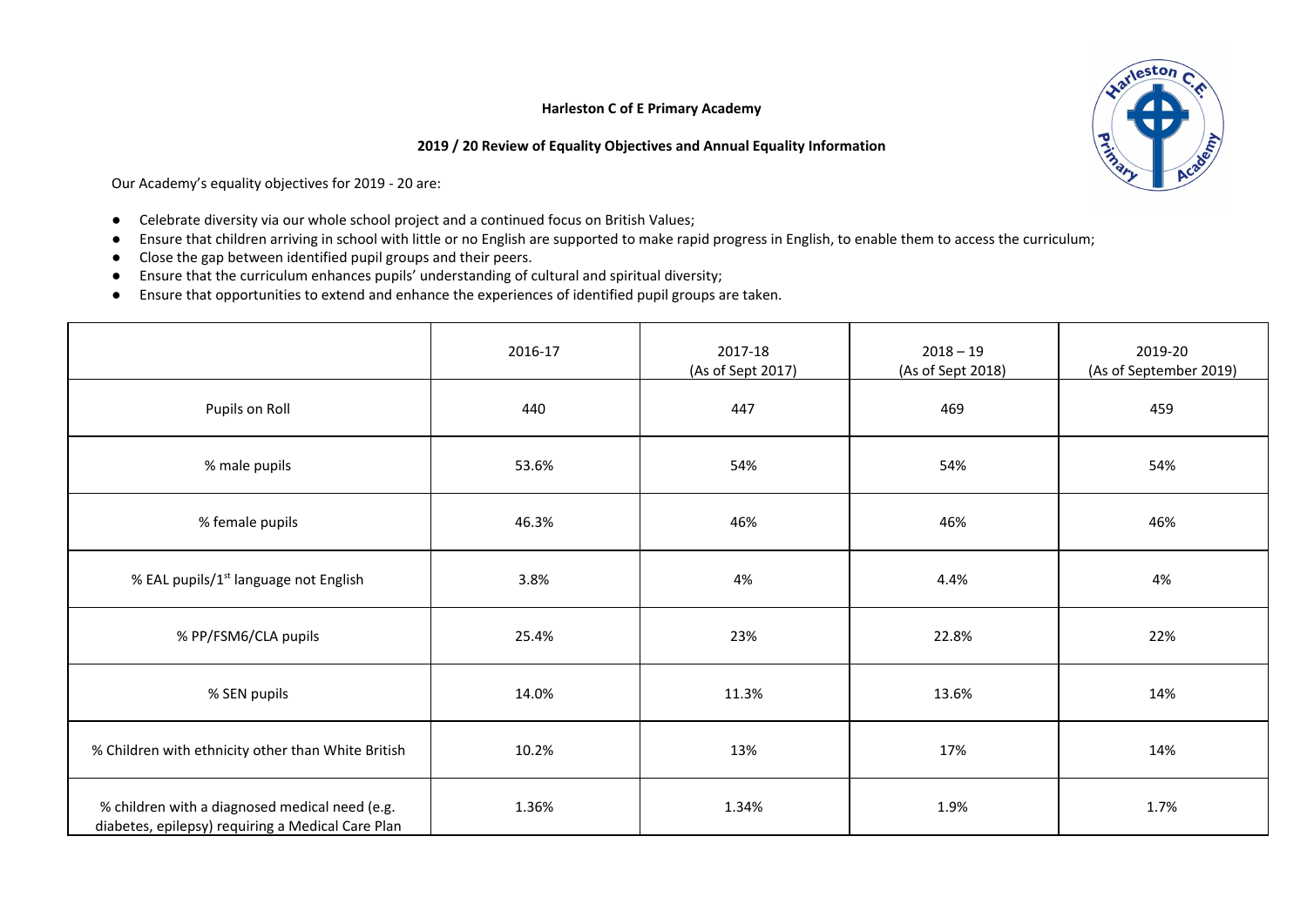**Harleston C of E Primary Academy**

**2019 / 20 Review of Equality Objectives and Annual Equality Information**

Our Academy's equality objectives for 2019 - 20 are:

- Celebrate diversity via our whole school project and a continued focus on British Values;
- Ensure that children arriving in school with little or no English are supported to make rapid progress in English, to enable them to access the curriculum;
- Close the gap between identified pupil groups and their peers.
- Ensure that the curriculum enhances pupils' understanding of cultural and spiritual diversity;
- Ensure that opportunities to extend and enhance the experiences of identified pupil groups are taken.

| | 2016-17 | 2017-18 (As of Sept 2017) | 2018 – 19 (As of Sept 2018) | 2019-20 (As of September 2019) |
|---|---|---|---|---|
| Pupils on Roll | 440 | 447 | 469 | 459 |
| % male pupils | 53.6% | 54% | 54% | 54% |
| % female pupils | 46.3% | 46% | 46% | 46% |
| % EAL pupils/1st language not English | 3.8% | 4% | 4.4% | 4% |
| % PP/FSM6/CLA pupils | 25.4% | 23% | 22.8% | 22% |
| % SEN pupils | 14.0% | 11.3% | 13.6% | 14% |
| % Children with ethnicity other than White British | 10.2% | 13% | 17% | 14% |
| % children with a diagnosed medical need (e.g. diabetes, epilepsy) requiring a Medical Care Plan | 1.36% | 1.34% | 1.9% | 1.7% |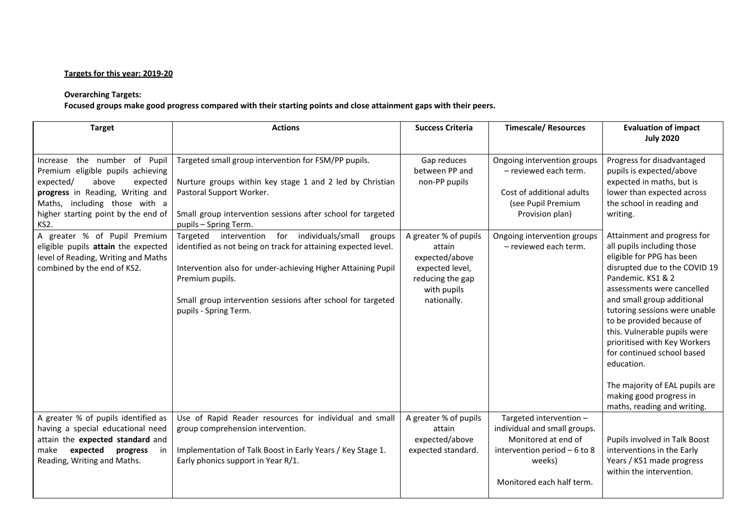**Targets for this year: 2019-20**

**Overarching Targets:**
**Focused groups make good progress compared with their starting points and close attainment gaps with their peers.**

| Target | Actions | Success Criteria | Timescale/ Resources | Evaluation of impact July 2020 |
|---|---|---|---|---|
| Increase the number of Pupil Premium eligible pupils achieving expected/ above expected **progress** in Reading, Writing and Maths, including those with a higher starting point by the end of KS2. | Targeted small group intervention for FSM/PP pupils.<br><br>Nurture groups within key stage 1 and 2 led by Christian Pastoral Support Worker.<br><br>Small group intervention sessions after school for targeted pupils – Spring Term. | Gap reduces between PP and non-PP pupils | Ongoing intervention groups – reviewed each term.<br><br>Cost of additional adults (see Pupil Premium Provision plan) | Progress for disadvantaged pupils is expected/above expected in maths, but is lower than expected across the school in reading and writing.<br><br>Attainment and progress for all pupils including those eligible for PPG has been disrupted due to the COVID 19 Pandemic. KS1 & 2 assessments were cancelled and small group additional tutoring sessions were unable to be provided because of this. Vulnerable pupils were prioritised with Key Workers for continued school based education.<br><br>The majority of EAL pupils are making good progress in maths, reading and writing. |
| A greater % of Pupil Premium eligible pupils **attain** the expected level of Reading, Writing and Maths combined by the end of KS2. | Targeted intervention for individuals/small groups identified as not being on track for attaining expected level.<br><br>Intervention also for under-achieving Higher Attaining Pupil Premium pupils.<br><br>Small group intervention sessions after school for targeted pupils - Spring Term. | A greater % of pupils attain expected/above expected level, reducing the gap with pupils nationally. | Ongoing intervention groups – reviewed each term. | |
| A greater % of pupils identified as having a special educational need attain the **expected standard** and make **expected progress** in Reading, Writing and Maths. | Use of Rapid Reader resources for individual and small group comprehension intervention.<br><br>Implementation of Talk Boost in Early Years / Key Stage 1. Early phonics support in Year R/1. | A greater % of pupils attain expected/above expected standard. | Targeted intervention – individual and small groups. Monitored at end of intervention period – 6 to 8 weeks)<br><br>Monitored each half term. | Pupils involved in Talk Boost interventions in the Early Years / KS1 made progress within the intervention. |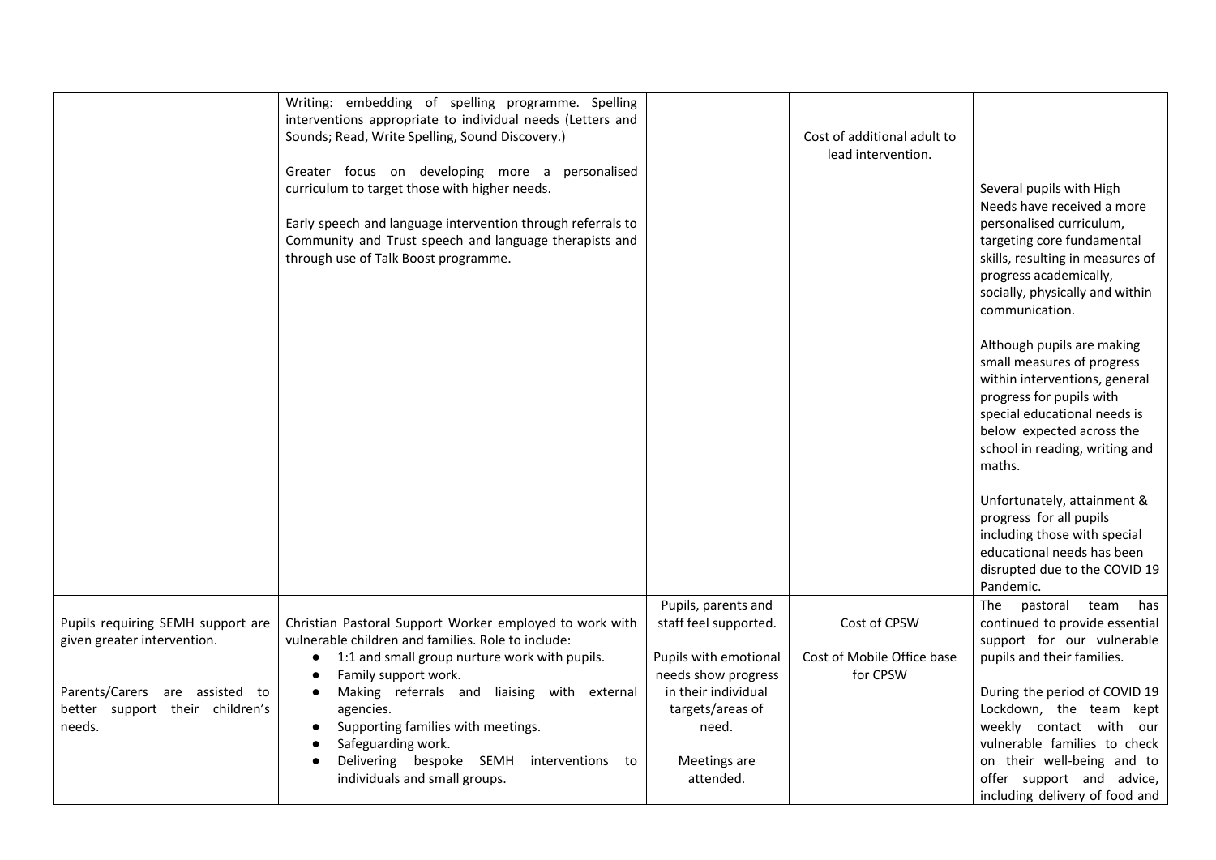| | | | | |
|---|---|---|---|---|
| | Writing: embedding of spelling programme. Spelling interventions appropriate to individual needs (Letters and Sounds; Read, Write Spelling, Sound Discovery.)<br><br>Greater focus on developing more a personalised curriculum to target those with higher needs.<br><br>Early speech and language intervention through referrals to Community and Trust speech and language therapists and through use of Talk Boost programme. | | Cost of additional adult to lead intervention. | Several pupils with High Needs have received a more personalised curriculum, targeting core fundamental skills, resulting in measures of progress academically, socially, physically and within communication.<br><br>Although pupils are making small measures of progress within interventions, general progress for pupils with special educational needs is below expected across the school in reading, writing and maths.<br><br>Unfortunately, attainment & progress for all pupils including those with special educational needs has been disrupted due to the COVID 19 Pandemic. |
| Pupils requiring SEMH support are given greater intervention.<br><br>Parents/Carers are assisted to better support their children's needs. | Christian Pastoral Support Worker employed to work with vulnerable children and families. Role to include:<br>• 1:1 and small group nurture work with pupils.<br>• Family support work.<br>• Making referrals and liaising with external agencies.<br>• Supporting families with meetings.<br>• Safeguarding work.<br>• Delivering bespoke SEMH interventions to individuals and small groups. | Pupils, parents and staff feel supported.<br><br>Pupils with emotional needs show progress in their individual targets/areas of need.<br><br>Meetings are attended. | Cost of CPSW<br><br>Cost of Mobile Office base for CPSW | The pastoral team has continued to provide essential support for our vulnerable pupils and their families.<br><br>During the period of COVID 19 Lockdown, the team kept weekly contact with our vulnerable families to check on their well-being and to offer support and advice, including delivery of food and |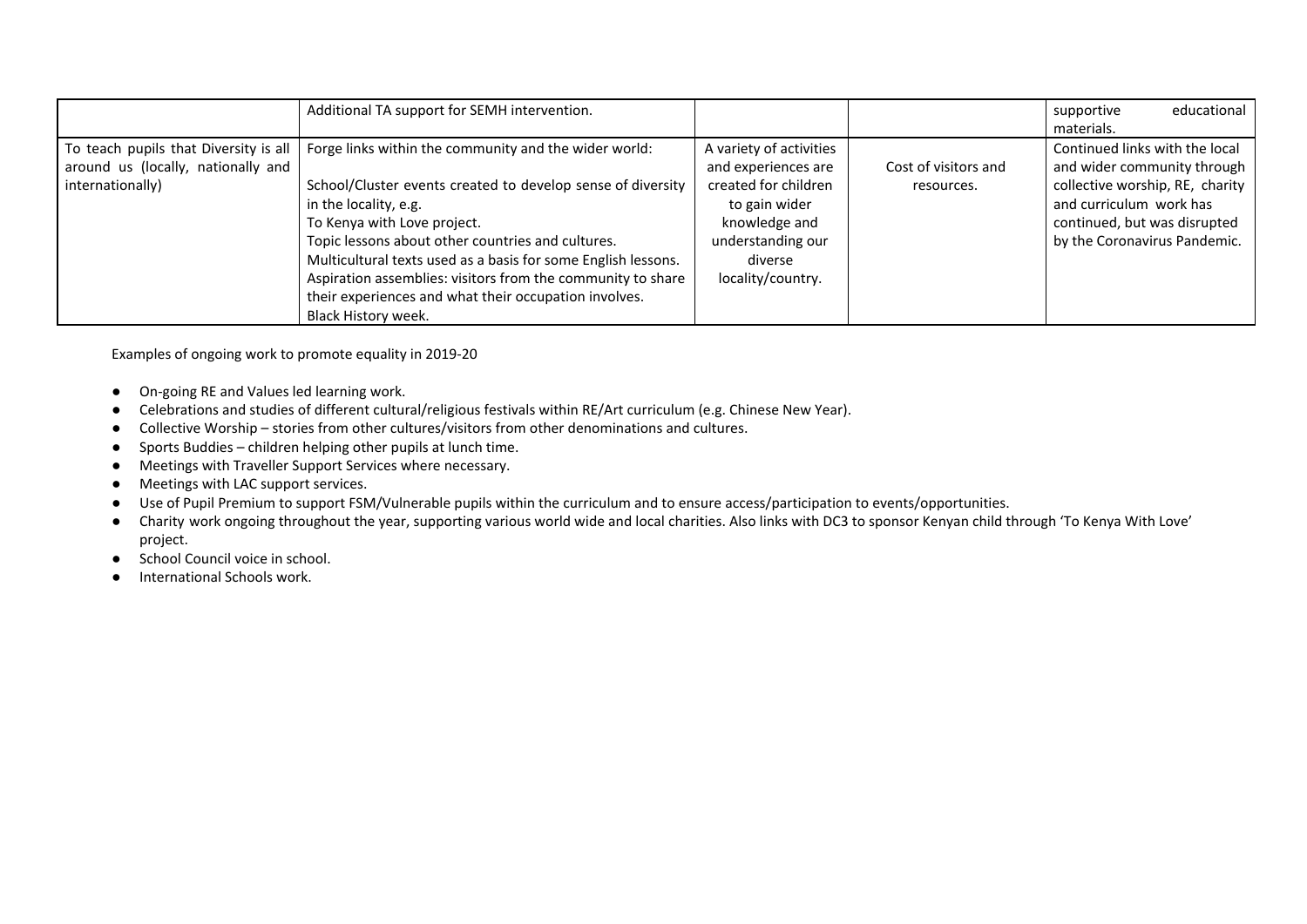| | | | | |
|---|---|---|---|---|
| | Additional TA support for SEMH intervention. | | | supportive educational materials. |
| To teach pupils that Diversity is all around us (locally, nationally and internationally) | Forge links within the community and the wider world:<br><br>School/Cluster events created to develop sense of diversity in the locality, e.g.<br>To Kenya with Love project.<br>Topic lessons about other countries and cultures.<br>Multicultural texts used as a basis for some English lessons.<br>Aspiration assemblies: visitors from the community to share their experiences and what their occupation involves.<br>Black History week. | A variety of activities and experiences are created for children to gain wider knowledge and understanding our diverse locality/country. | Cost of visitors and resources. | Continued links with the local and wider community through collective worship, RE, charity and curriculum work has continued, but was disrupted by the Coronavirus Pandemic. |

Examples of ongoing work to promote equality in 2019-20

- On-going RE and Values led learning work.
- Celebrations and studies of different cultural/religious festivals within RE/Art curriculum (e.g. Chinese New Year).
- Collective Worship – stories from other cultures/visitors from other denominations and cultures.
- Sports Buddies – children helping other pupils at lunch time.
- Meetings with Traveller Support Services where necessary.
- Meetings with LAC support services.
- Use of Pupil Premium to support FSM/Vulnerable pupils within the curriculum and to ensure access/participation to events/opportunities.
- Charity work ongoing throughout the year, supporting various world wide and local charities. Also links with DC3 to sponsor Kenyan child through 'To Kenya With Love' project.
- School Council voice in school.
- International Schools work.